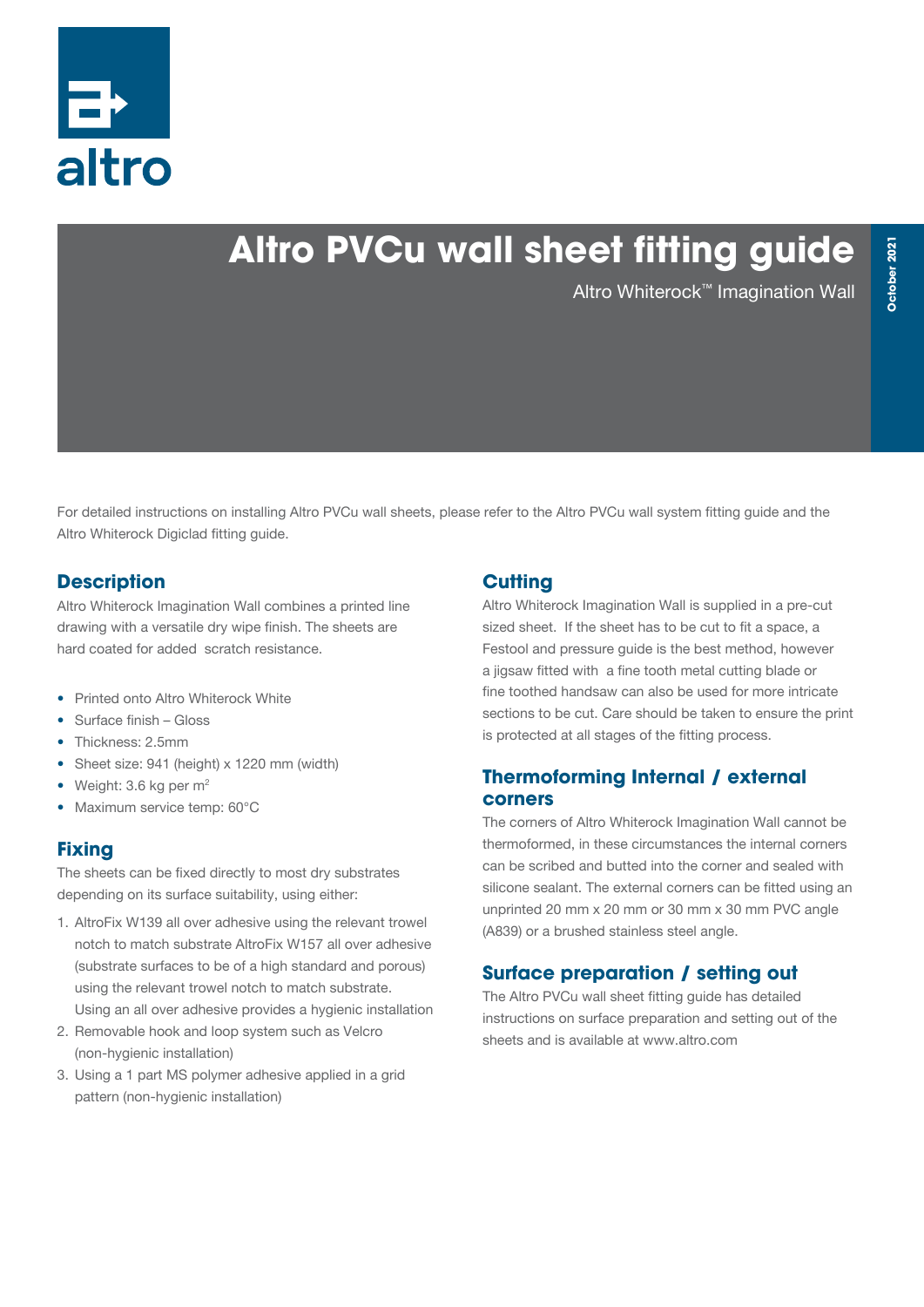altro

# Altro PVCu wall sheet fitting guide

Altro Whiterock™ Imagination Wall

October 2021

For detailed instructions on installing Altro PVCu wall sheets, please refer to the Altro PVCu wall system fitting guide and the Altro Whiterock Digiclad fitting guide.

## Description

Altro Whiterock Imagination Wall combines a printed line drawing with a versatile dry wipe finish. The sheets are hard coated for added scratch resistance.

- Printed onto Altro Whiterock White
- Surface finish – Gloss
- Thickness: 2.5mm
- Sheet size: 941 (height) x 1220 mm (width)
- Weight: 3.6 kg per $m^2$
- Maximum service temp: 60°C

## Fixing

The sheets can be fixed directly to most dry substrates depending on its surface suitability, using either:

1. AltroFix W139 all over adhesive using the relevant trowel notch to match substrate AltroFix W157 all over adhesive (substrate surfaces to be of a high standard and porous) using the relevant trowel notch to match substrate. Using an all over adhesive provides a hygienic installation
2. Removable hook and loop system such as Velcro (non-hygienic installation)
3. Using a 1 part MS polymer adhesive applied in a grid pattern (non-hygienic installation)

## Cutting

Altro Whiterock Imagination Wall is supplied in a pre-cut sized sheet. If the sheet has to be cut to fit a space, a Festool and pressure guide is the best method, however a jigsaw fitted with a fine tooth metal cutting blade or fine toothed handsaw can also be used for more intricate sections to be cut. Care should be taken to ensure the print is protected at all stages of the fitting process.

## Thermoforming Internal / external corners

The corners of Altro Whiterock Imagination Wall cannot be thermoformed, in these circumstances the internal corners can be scribed and butted into the corner and sealed with silicone sealant. The external corners can be fitted using an unprinted 20 mm x 20 mm or 30 mm x 30 mm PVC angle (A839) or a brushed stainless steel angle.

## Surface preparation / setting out

The Altro PVCu wall sheet fitting guide has detailed instructions on surface preparation and setting out of the sheets and is available at www.altro.com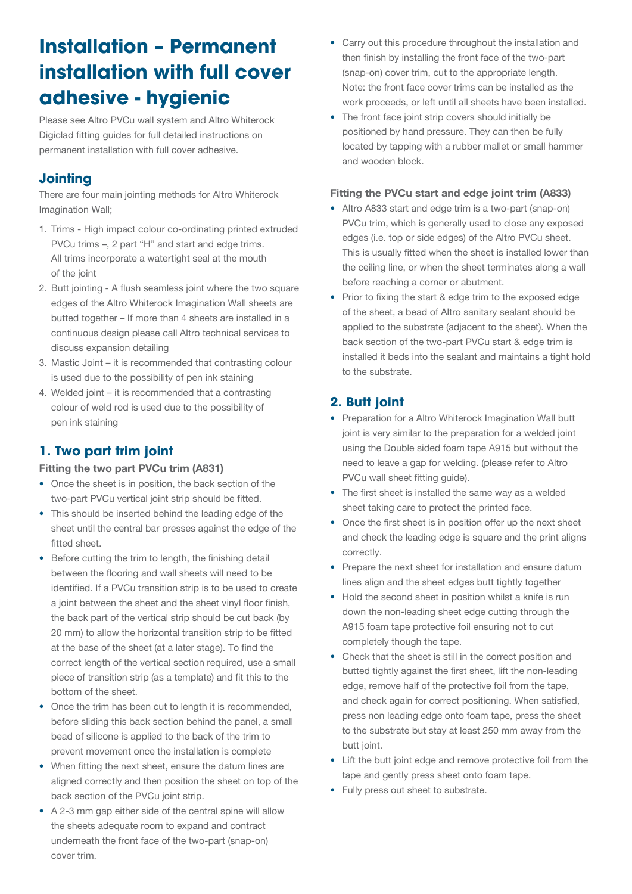# Installation – Permanent installation with full cover adhesive - hygienic

Please see Altro PVCu wall system and Altro Whiterock Digiclad fitting guides for full detailed instructions on permanent installation with full cover adhesive.

## Jointing

There are four main jointing methods for Altro Whiterock Imagination Wall;

1. Trims - High impact colour co-ordinating printed extruded PVCu trims –, 2 part "H" and start and edge trims. All trims incorporate a watertight seal at the mouth of the joint
2. Butt jointing - A flush seamless joint where the two square edges of the Altro Whiterock Imagination Wall sheets are butted together – If more than 4 sheets are installed in a continuous design please call Altro technical services to discuss expansion detailing
3. Mastic Joint – it is recommended that contrasting colour is used due to the possibility of pen ink staining
4. Welded joint – it is recommended that a contrasting colour of weld rod is used due to the possibility of pen ink staining

## 1. Two part trim joint

### Fitting the two part PVCu trim (A831)

- Once the sheet is in position, the back section of the two-part PVCu vertical joint strip should be fitted.
- This should be inserted behind the leading edge of the sheet until the central bar presses against the edge of the fitted sheet.
- Before cutting the trim to length, the finishing detail between the flooring and wall sheets will need to be identified. If a PVCu transition strip is to be used to create a joint between the sheet and the sheet vinyl floor finish, the back part of the vertical strip should be cut back (by 20 mm) to allow the horizontal transition strip to be fitted at the base of the sheet (at a later stage). To find the correct length of the vertical section required, use a small piece of transition strip (as a template) and fit this to the bottom of the sheet.
- Once the trim has been cut to length it is recommended, before sliding this back section behind the panel, a small bead of silicone is applied to the back of the trim to prevent movement once the installation is complete
- When fitting the next sheet, ensure the datum lines are aligned correctly and then position the sheet on top of the back section of the PVCu joint strip.
- A 2-3 mm gap either side of the central spine will allow the sheets adequate room to expand and contract underneath the front face of the two-part (snap-on) cover trim.
- Carry out this procedure throughout the installation and then finish by installing the front face of the two-part (snap-on) cover trim, cut to the appropriate length. Note: the front face cover trims can be installed as the work proceeds, or left until all sheets have been installed.
- The front face joint strip covers should initially be positioned by hand pressure. They can then be fully located by tapping with a rubber mallet or small hammer and wooden block.

### Fitting the PVCu start and edge joint trim (A833)

- Altro A833 start and edge trim is a two-part (snap-on) PVCu trim, which is generally used to close any exposed edges (i.e. top or side edges) of the Altro PVCu sheet. This is usually fitted when the sheet is installed lower than the ceiling line, or when the sheet terminates along a wall before reaching a corner or abutment.
- Prior to fixing the start & edge trim to the exposed edge of the sheet, a bead of Altro sanitary sealant should be applied to the substrate (adjacent to the sheet). When the back section of the two-part PVCu start & edge trim is installed it beds into the sealant and maintains a tight hold to the substrate.

## 2. Butt joint

- Preparation for a Altro Whiterock Imagination Wall butt joint is very similar to the preparation for a welded joint using the Double sided foam tape A915 but without the need to leave a gap for welding. (please refer to Altro PVCu wall sheet fitting guide).
- The first sheet is installed the same way as a welded sheet taking care to protect the printed face.
- Once the first sheet is in position offer up the next sheet and check the leading edge is square and the print aligns correctly.
- Prepare the next sheet for installation and ensure datum lines align and the sheet edges butt tightly together
- Hold the second sheet in position whilst a knife is run down the non-leading sheet edge cutting through the A915 foam tape protective foil ensuring not to cut completely though the tape.
- Check that the sheet is still in the correct position and butted tightly against the first sheet, lift the non-leading edge, remove half of the protective foil from the tape, and check again for correct positioning. When satisfied, press non leading edge onto foam tape, press the sheet to the substrate but stay at least 250 mm away from the butt joint.
- Lift the butt joint edge and remove protective foil from the tape and gently press sheet onto foam tape.
- Fully press out sheet to substrate.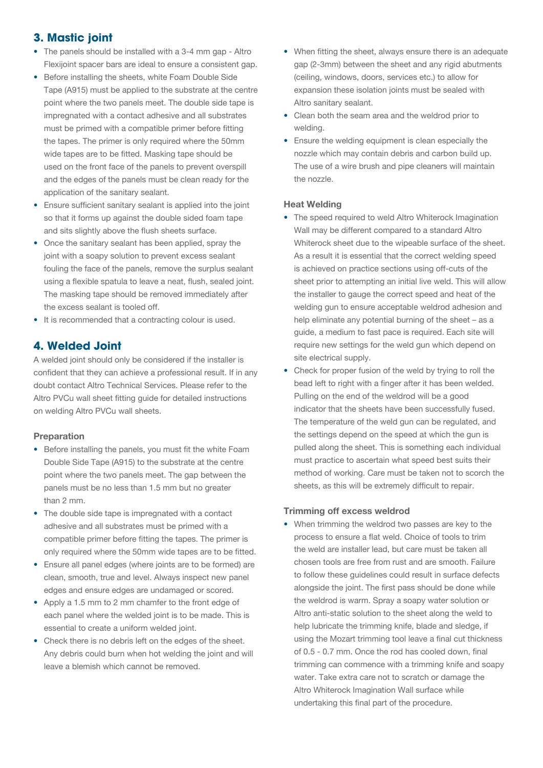## 3. Mastic joint

- The panels should be installed with a 3-4 mm gap - Altro Flexijoint spacer bars are ideal to ensure a consistent gap.
- Before installing the sheets, white Foam Double Side Tape (A915) must be applied to the substrate at the centre point where the two panels meet. The double side tape is impregnated with a contact adhesive and all substrates must be primed with a compatible primer before fitting the tapes. The primer is only required where the 50mm wide tapes are to be fitted. Masking tape should be used on the front face of the panels to prevent overspill and the edges of the panels must be clean ready for the application of the sanitary sealant.
- Ensure sufficient sanitary sealant is applied into the joint so that it forms up against the double sided foam tape and sits slightly above the flush sheets surface.
- Once the sanitary sealant has been applied, spray the joint with a soapy solution to prevent excess sealant fouling the face of the panels, remove the surplus sealant using a flexible spatula to leave a neat, flush, sealed joint. The masking tape should be removed immediately after the excess sealant is tooled off.
- It is recommended that a contracting colour is used.

## 4. Welded Joint

A welded joint should only be considered if the installer is confident that they can achieve a professional result. If in any doubt contact Altro Technical Services. Please refer to the Altro PVCu wall sheet fitting guide for detailed instructions on welding Altro PVCu wall sheets.

### Preparation

- Before installing the panels, you must fit the white Foam Double Side Tape (A915) to the substrate at the centre point where the two panels meet. The gap between the panels must be no less than 1.5 mm but no greater than 2 mm.
- The double side tape is impregnated with a contact adhesive and all substrates must be primed with a compatible primer before fitting the tapes. The primer is only required where the 50mm wide tapes are to be fitted.
- Ensure all panel edges (where joints are to be formed) are clean, smooth, true and level. Always inspect new panel edges and ensure edges are undamaged or scored.
- Apply a 1.5 mm to 2 mm chamfer to the front edge of each panel where the welded joint is to be made. This is essential to create a uniform welded joint.
- Check there is no debris left on the edges of the sheet. Any debris could burn when hot welding the joint and will leave a blemish which cannot be removed.
- When fitting the sheet, always ensure there is an adequate gap (2-3mm) between the sheet and any rigid abutments (ceiling, windows, doors, services etc.) to allow for expansion these isolation joints must be sealed with Altro sanitary sealant.
- Clean both the seam area and the weldrod prior to welding.
- Ensure the welding equipment is clean especially the nozzle which may contain debris and carbon build up. The use of a wire brush and pipe cleaners will maintain the nozzle.

### Heat Welding

- The speed required to weld Altro Whiterock Imagination Wall may be different compared to a standard Altro Whiterock sheet due to the wipeable surface of the sheet. As a result it is essential that the correct welding speed is achieved on practice sections using off-cuts of the sheet prior to attempting an initial live weld. This will allow the installer to gauge the correct speed and heat of the welding gun to ensure acceptable weldrod adhesion and help eliminate any potential burning of the sheet – as a guide, a medium to fast pace is required. Each site will require new settings for the weld gun which depend on site electrical supply.
- Check for proper fusion of the weld by trying to roll the bead left to right with a finger after it has been welded. Pulling on the end of the weldrod will be a good indicator that the sheets have been successfully fused. The temperature of the weld gun can be regulated, and the settings depend on the speed at which the gun is pulled along the sheet. This is something each individual must practice to ascertain what speed best suits their method of working. Care must be taken not to scorch the sheets, as this will be extremely difficult to repair.

### Trimming off excess weldrod

- When trimming the weldrod two passes are key to the process to ensure a flat weld. Choice of tools to trim the weld are installer lead, but care must be taken all chosen tools are free from rust and are smooth. Failure to follow these guidelines could result in surface defects alongside the joint. The first pass should be done while the weldrod is warm. Spray a soapy water solution or Altro anti-static solution to the sheet along the weld to help lubricate the trimming knife, blade and sledge, if using the Mozart trimming tool leave a final cut thickness of 0.5 - 0.7 mm. Once the rod has cooled down, final trimming can commence with a trimming knife and soapy water. Take extra care not to scratch or damage the Altro Whiterock Imagination Wall surface while undertaking this final part of the procedure.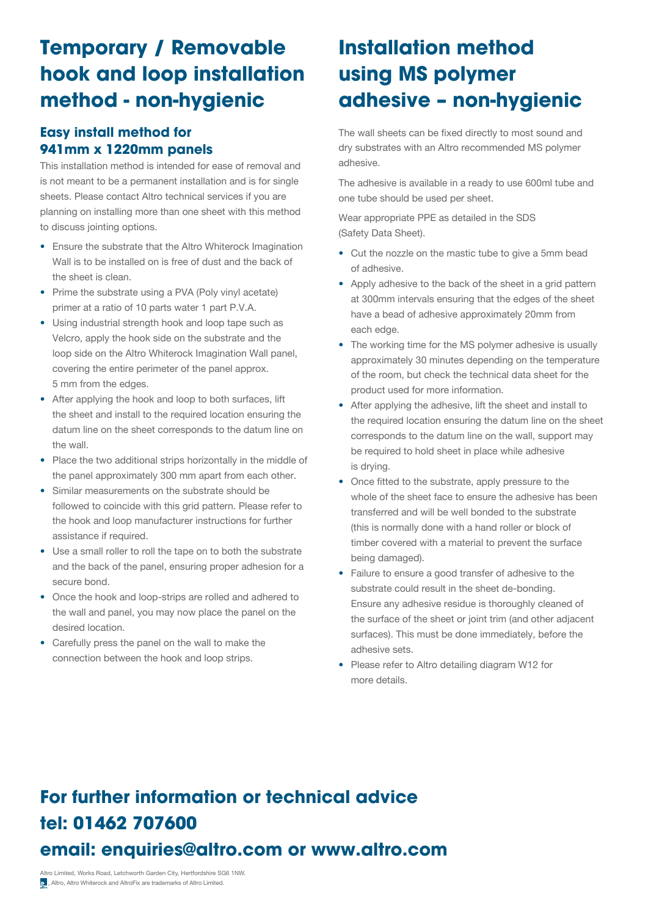# Temporary / Removable hook and loop installation method - non-hygienic

## Easy install method for 941mm x 1220mm panels

This installation method is intended for ease of removal and is not meant to be a permanent installation and is for single sheets. Please contact Altro technical services if you are planning on installing more than one sheet with this method to discuss jointing options.

- Ensure the substrate that the Altro Whiterock Imagination Wall is to be installed on is free of dust and the back of the sheet is clean.
- Prime the substrate using a PVA (Poly vinyl acetate) primer at a ratio of 10 parts water 1 part P.V.A.
- Using industrial strength hook and loop tape such as Velcro, apply the hook side on the substrate and the loop side on the Altro Whiterock Imagination Wall panel, covering the entire perimeter of the panel approx. 5 mm from the edges.
- After applying the hook and loop to both surfaces, lift the sheet and install to the required location ensuring the datum line on the sheet corresponds to the datum line on the wall.
- Place the two additional strips horizontally in the middle of the panel approximately 300 mm apart from each other.
- Similar measurements on the substrate should be followed to coincide with this grid pattern. Please refer to the hook and loop manufacturer instructions for further assistance if required.
- Use a small roller to roll the tape on to both the substrate and the back of the panel, ensuring proper adhesion for a secure bond.
- Once the hook and loop-strips are rolled and adhered to the wall and panel, you may now place the panel on the desired location.
- Carefully press the panel on the wall to make the connection between the hook and loop strips.

# Installation method using MS polymer adhesive – non-hygienic

The wall sheets can be fixed directly to most sound and dry substrates with an Altro recommended MS polymer adhesive.

The adhesive is available in a ready to use 600ml tube and one tube should be used per sheet.

Wear appropriate PPE as detailed in the SDS (Safety Data Sheet).

- Cut the nozzle on the mastic tube to give a 5mm bead of adhesive.
- Apply adhesive to the back of the sheet in a grid pattern at 300mm intervals ensuring that the edges of the sheet have a bead of adhesive approximately 20mm from each edge.
- The working time for the MS polymer adhesive is usually approximately 30 minutes depending on the temperature of the room, but check the technical data sheet for the product used for more information.
- After applying the adhesive, lift the sheet and install to the required location ensuring the datum line on the sheet corresponds to the datum line on the wall, support may be required to hold sheet in place while adhesive is drying.
- Once fitted to the substrate, apply pressure to the whole of the sheet face to ensure the adhesive has been transferred and will be well bonded to the substrate (this is normally done with a hand roller or block of timber covered with a material to prevent the surface being damaged).
- Failure to ensure a good transfer of adhesive to the substrate could result in the sheet de-bonding. Ensure any adhesive residue is thoroughly cleaned of the surface of the sheet or joint trim (and other adjacent surfaces). This must be done immediately, before the adhesive sets.
- Please refer to Altro detailing diagram W12 for more details.

## For further information or technical advice
## tel: 01462 707600
## email: enquiries@altro.com or www.altro.com

Altro Limited, Works Road, Letchworth Garden City, Hertfordshire SG6 1NW.

, Altro, Altro Whiterock and AltroFix are trademarks of Altro Limited.